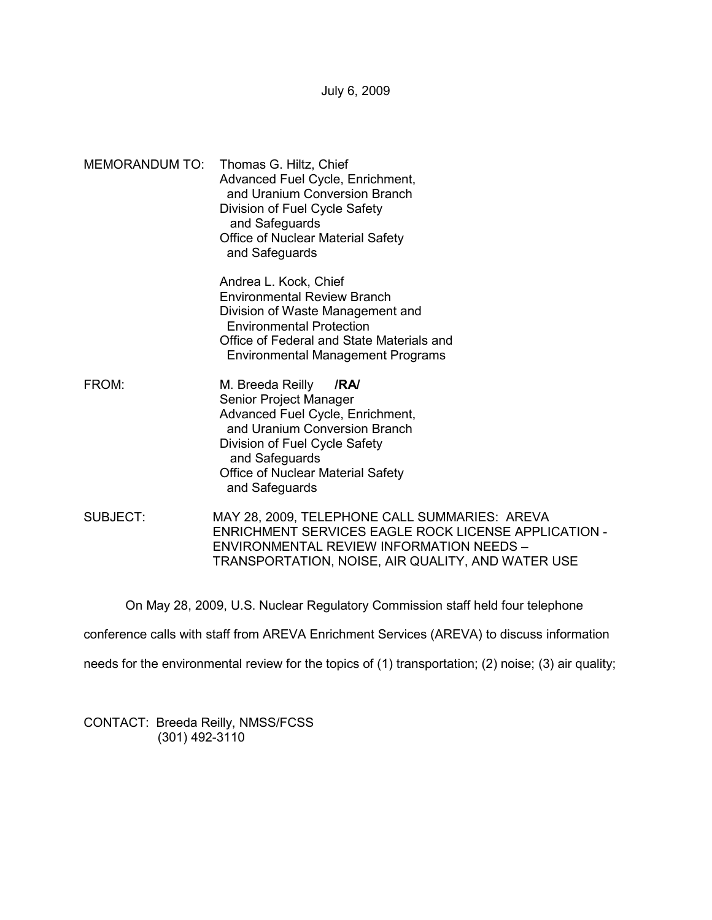July 6, 2009

MEMORANDUM TO: Thomas G. Hiltz, Chief
Advanced Fuel Cycle, Enrichment, and Uranium Conversion Branch
Division of Fuel Cycle Safety and Safeguards
Office of Nuclear Material Safety and Safeguards

Andrea L. Kock, Chief
Environmental Review Branch
Division of Waste Management and Environmental Protection
Office of Federal and State Materials and Environmental Management Programs

FROM: M. Breeda Reilly **/RA/**
Senior Project Manager
Advanced Fuel Cycle, Enrichment, and Uranium Conversion Branch
Division of Fuel Cycle Safety and Safeguards
Office of Nuclear Material Safety and Safeguards

SUBJECT: MAY 28, 2009, TELEPHONE CALL SUMMARIES: AREVA ENRICHMENT SERVICES EAGLE ROCK LICENSE APPLICATION - ENVIRONMENTAL REVIEW INFORMATION NEEDS – TRANSPORTATION, NOISE, AIR QUALITY, AND WATER USE

On May 28, 2009, U.S. Nuclear Regulatory Commission staff held four telephone conference calls with staff from AREVA Enrichment Services (AREVA) to discuss information needs for the environmental review for the topics of (1) transportation; (2) noise; (3) air quality;

CONTACT: Breeda Reilly, NMSS/FCSS
(301) 492-3110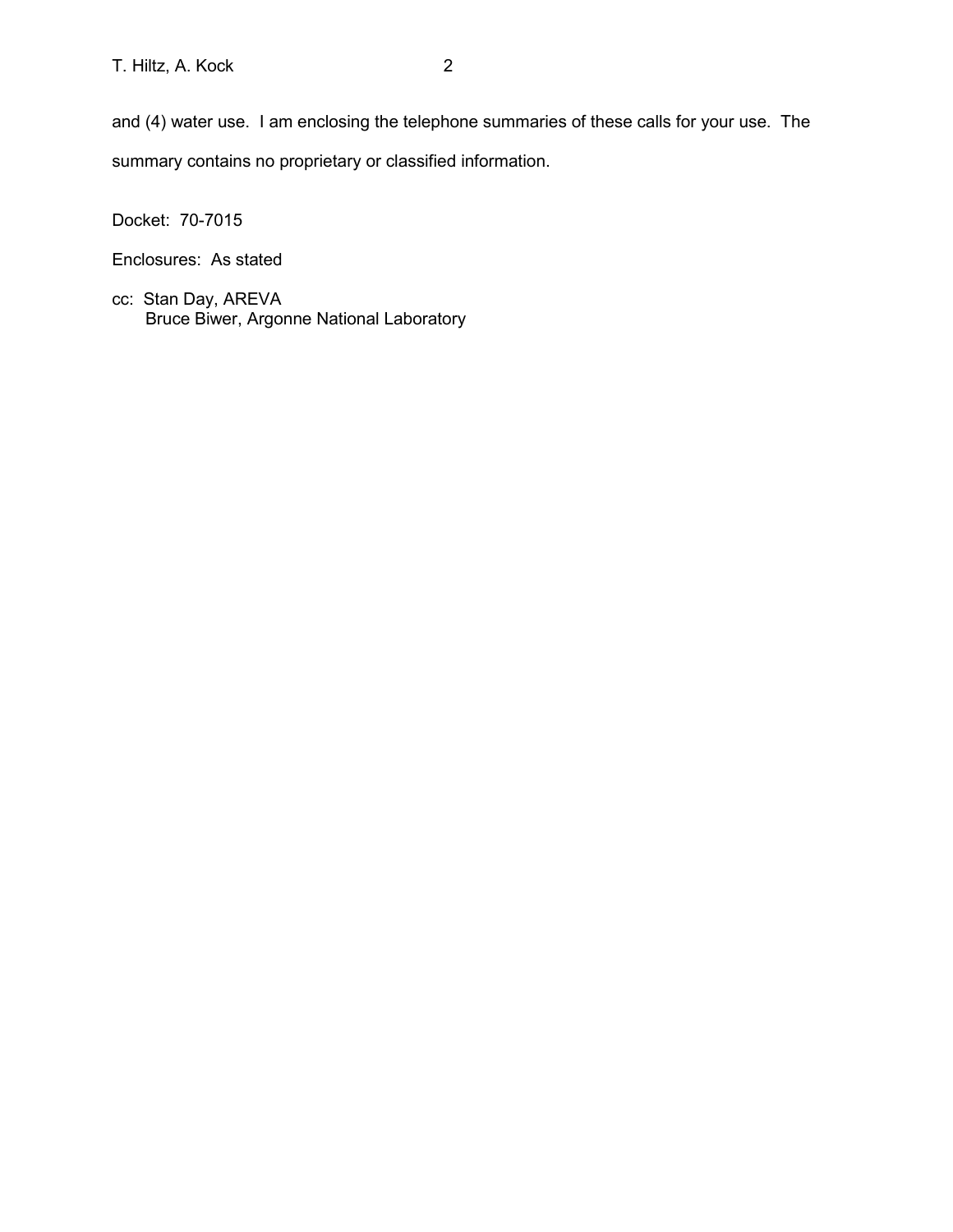and (4) water use. I am enclosing the telephone summaries of these calls for your use. The summary contains no proprietary or classified information.

Docket: 70-7015

Enclosures: As stated

cc: Stan Day, AREVA
Bruce Biwer, Argonne National Laboratory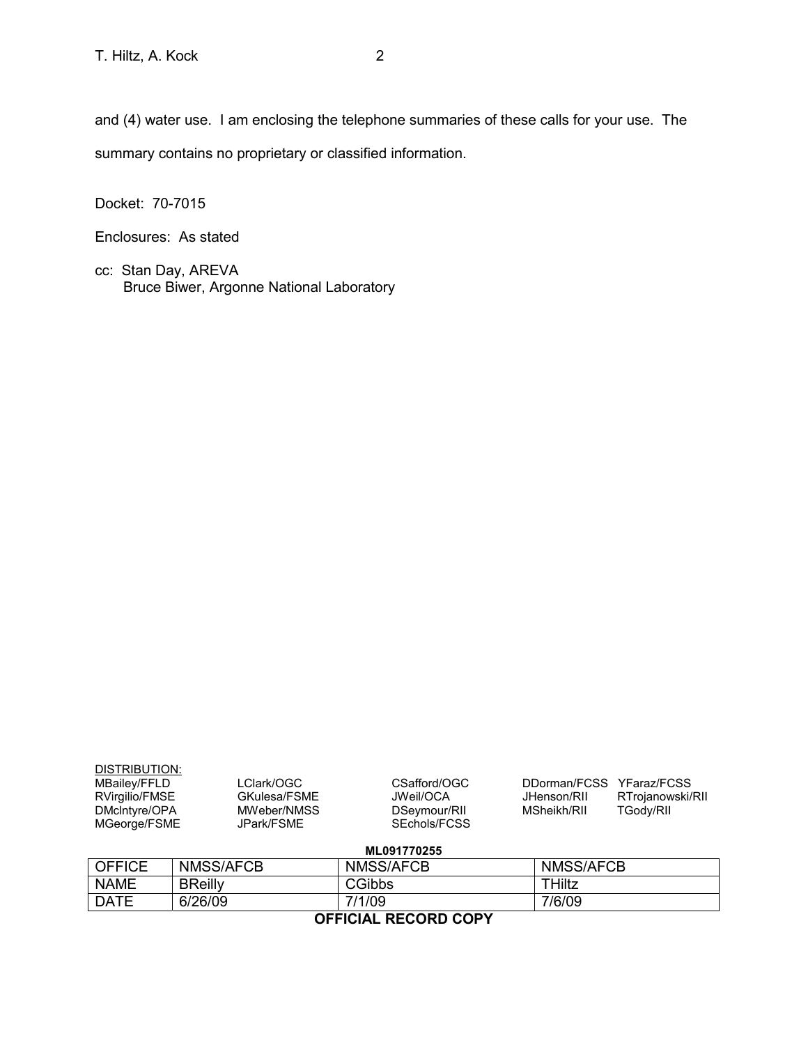and (4) water use. I am enclosing the telephone summaries of these calls for your use. The summary contains no proprietary or classified information.

Docket: 70-7015

Enclosures: As stated

cc: Stan Day, AREVA
Bruce Biwer, Argonne National Laboratory

DISTRIBUTION:

MBailey/FFLD LClark/OGC CSafford/OGC DDorman/FCSS YFaraz/FCSS
RVirgilio/FMSE GKulesa/FSME JWeil/OCA JHenson/RII RTrojanowski/RII
DMcIntyre/OPA MWeber/NMSS DSeymour/RII MSheikh/RII TGody/RII
MGeorge/FSME JPark/FSME SEchols/FCSS

**ML091770255**

| OFFICE | NMSS/AFCB | NMSS/AFCB | NMSS/AFCB |
|---|---|---|---|
| NAME | BReilly | CGibbs | THiltz |
| DATE | 6/26/09 | 7/1/09 | 7/6/09 |

**OFFICIAL RECORD COPY**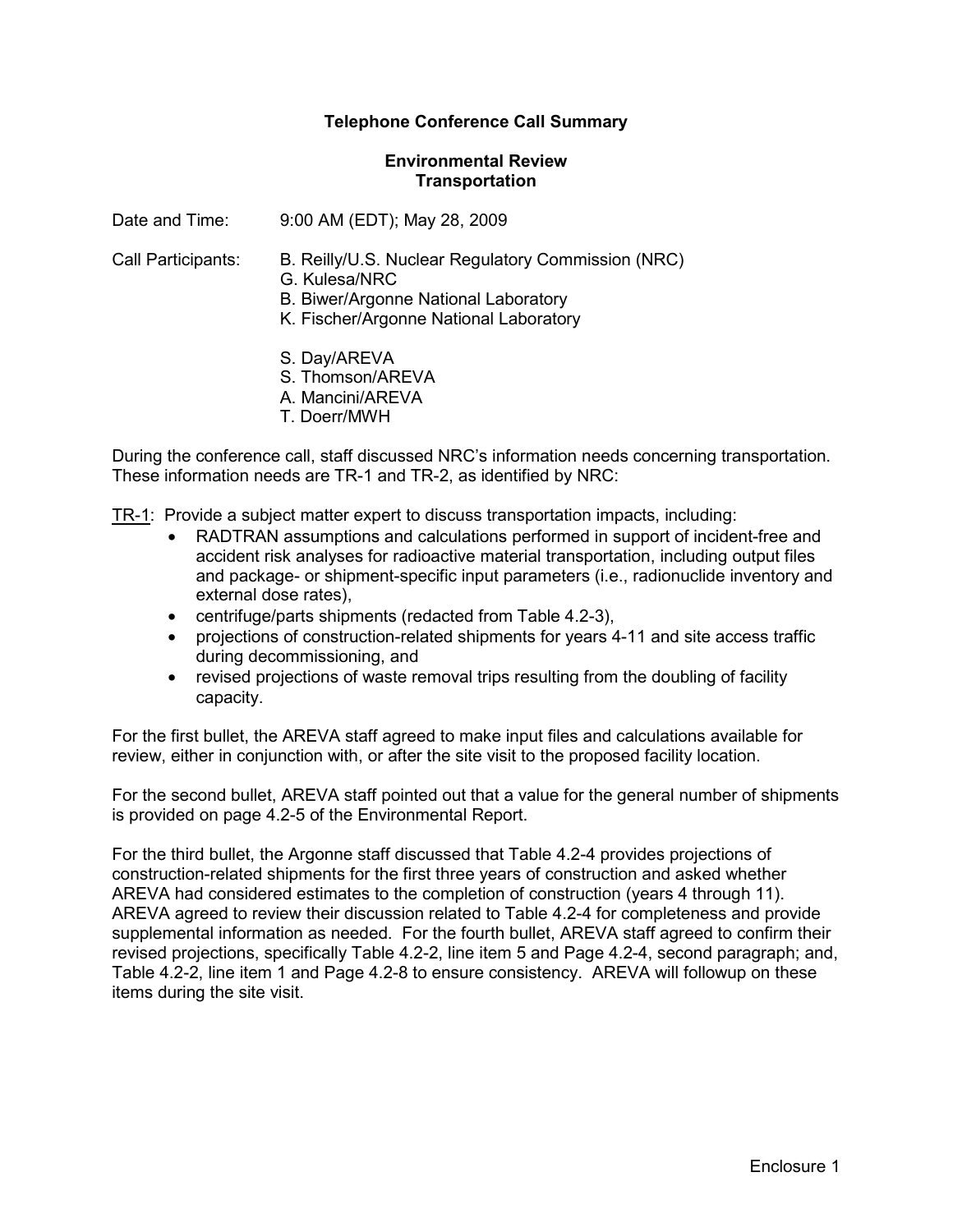**Telephone Conference Call Summary**

**Environmental Review**
**Transportation**

Date and Time: 9:00 AM (EDT); May 28, 2009

Call Participants: B. Reilly/U.S. Nuclear Regulatory Commission (NRC)
G. Kulesa/NRC
B. Biwer/Argonne National Laboratory
K. Fischer/Argonne National Laboratory

S. Day/AREVA
S. Thomson/AREVA
A. Mancini/AREVA
T. Doerr/MWH

During the conference call, staff discussed NRC's information needs concerning transportation. These information needs are TR-1 and TR-2, as identified by NRC:

TR-1: Provide a subject matter expert to discuss transportation impacts, including:

- RADTRAN assumptions and calculations performed in support of incident-free and accident risk analyses for radioactive material transportation, including output files and package- or shipment-specific input parameters (i.e., radionuclide inventory and external dose rates),
- centrifuge/parts shipments (redacted from Table 4.2-3),
- projections of construction-related shipments for years 4-11 and site access traffic during decommissioning, and
- revised projections of waste removal trips resulting from the doubling of facility capacity.

For the first bullet, the AREVA staff agreed to make input files and calculations available for review, either in conjunction with, or after the site visit to the proposed facility location.

For the second bullet, AREVA staff pointed out that a value for the general number of shipments is provided on page 4.2-5 of the Environmental Report.

For the third bullet, the Argonne staff discussed that Table 4.2-4 provides projections of construction-related shipments for the first three years of construction and asked whether AREVA had considered estimates to the completion of construction (years 4 through 11). AREVA agreed to review their discussion related to Table 4.2-4 for completeness and provide supplemental information as needed. For the fourth bullet, AREVA staff agreed to confirm their revised projections, specifically Table 4.2-2, line item 5 and Page 4.2-4, second paragraph; and, Table 4.2-2, line item 1 and Page 4.2-8 to ensure consistency. AREVA will followup on these items during the site visit.

Enclosure 1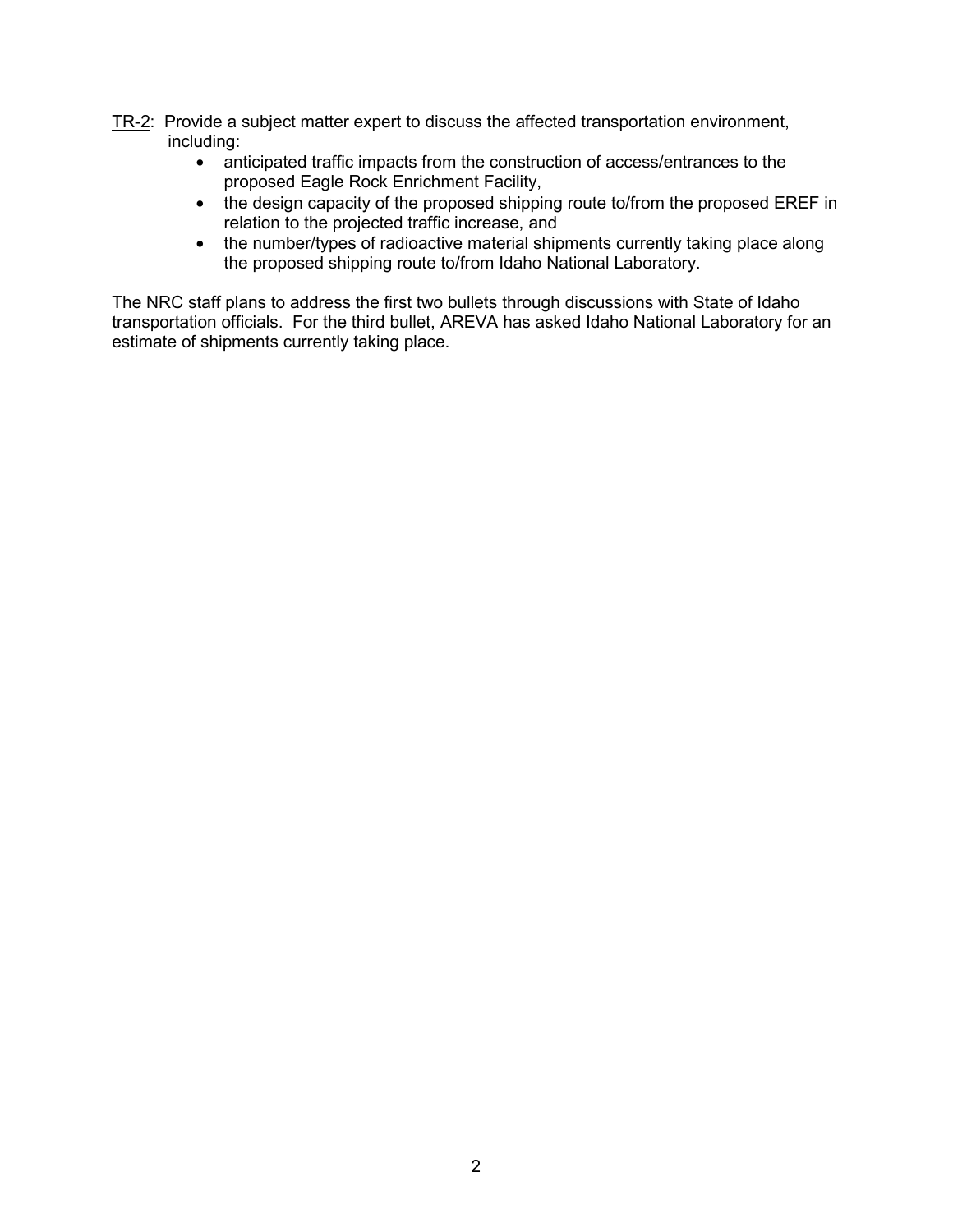TR-2: Provide a subject matter expert to discuss the affected transportation environment, including:

- anticipated traffic impacts from the construction of access/entrances to the proposed Eagle Rock Enrichment Facility,
- the design capacity of the proposed shipping route to/from the proposed EREF in relation to the projected traffic increase, and
- the number/types of radioactive material shipments currently taking place along the proposed shipping route to/from Idaho National Laboratory.

The NRC staff plans to address the first two bullets through discussions with State of Idaho transportation officials. For the third bullet, AREVA has asked Idaho National Laboratory for an estimate of shipments currently taking place.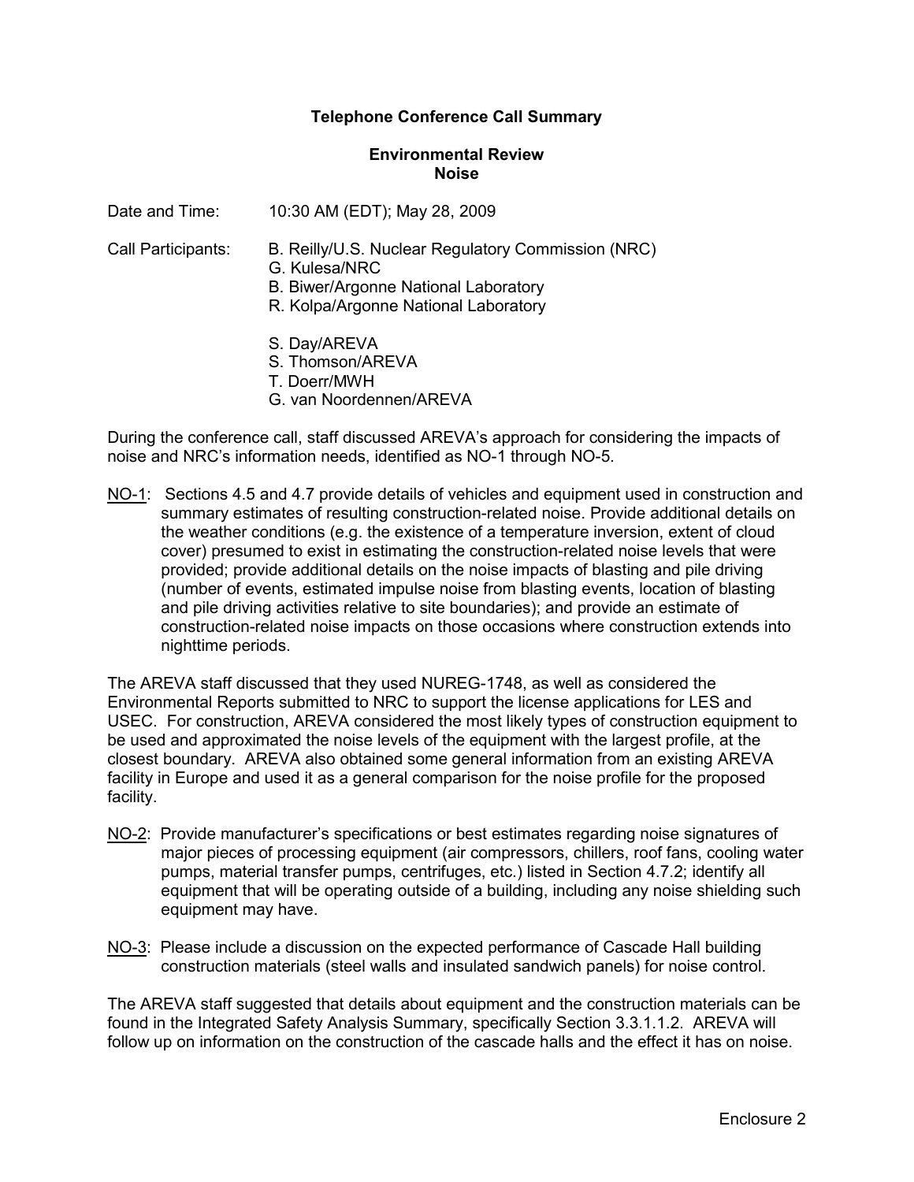**Telephone Conference Call Summary**

**Environmental Review**
**Noise**

Date and Time: 10:30 AM (EDT); May 28, 2009

Call Participants:
B. Reilly/U.S. Nuclear Regulatory Commission (NRC)
G. Kulesa/NRC
B. Biwer/Argonne National Laboratory
R. Kolpa/Argonne National Laboratory

S. Day/AREVA
S. Thomson/AREVA
T. Doerr/MWH
G. van Noordennen/AREVA

During the conference call, staff discussed AREVA's approach for considering the impacts of noise and NRC's information needs, identified as NO-1 through NO-5.

NO-1: Sections 4.5 and 4.7 provide details of vehicles and equipment used in construction and summary estimates of resulting construction-related noise. Provide additional details on the weather conditions (e.g. the existence of a temperature inversion, extent of cloud cover) presumed to exist in estimating the construction-related noise levels that were provided; provide additional details on the noise impacts of blasting and pile driving (number of events, estimated impulse noise from blasting events, location of blasting and pile driving activities relative to site boundaries); and provide an estimate of construction-related noise impacts on those occasions where construction extends into nighttime periods.

The AREVA staff discussed that they used NUREG-1748, as well as considered the Environmental Reports submitted to NRC to support the license applications for LES and USEC. For construction, AREVA considered the most likely types of construction equipment to be used and approximated the noise levels of the equipment with the largest profile, at the closest boundary. AREVA also obtained some general information from an existing AREVA facility in Europe and used it as a general comparison for the noise profile for the proposed facility.

NO-2: Provide manufacturer's specifications or best estimates regarding noise signatures of major pieces of processing equipment (air compressors, chillers, roof fans, cooling water pumps, material transfer pumps, centrifuges, etc.) listed in Section 4.7.2; identify all equipment that will be operating outside of a building, including any noise shielding such equipment may have.

NO-3: Please include a discussion on the expected performance of Cascade Hall building construction materials (steel walls and insulated sandwich panels) for noise control.

The AREVA staff suggested that details about equipment and the construction materials can be found in the Integrated Safety Analysis Summary, specifically Section 3.3.1.1.2. AREVA will follow up on information on the construction of the cascade halls and the effect it has on noise.

Enclosure 2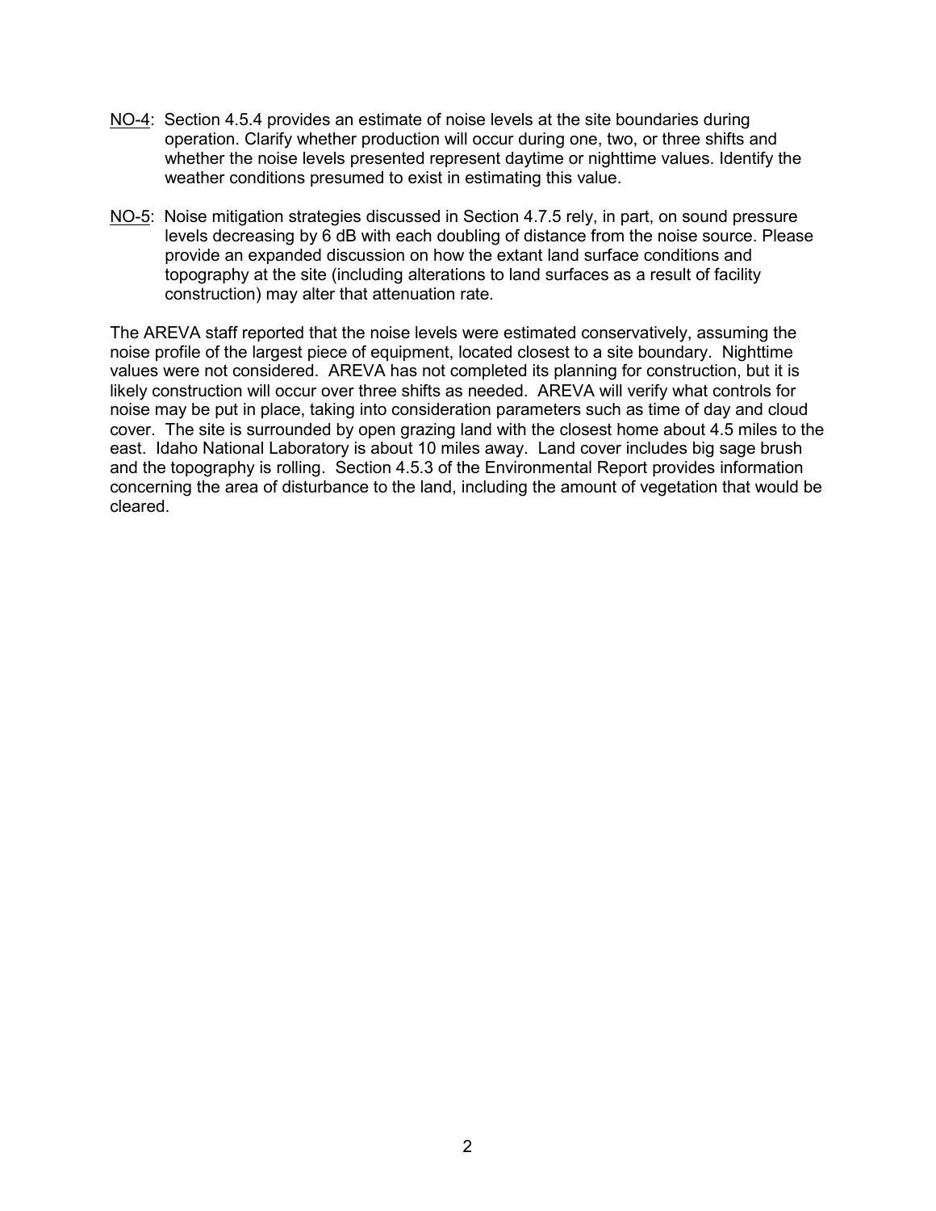NO-4: Section 4.5.4 provides an estimate of noise levels at the site boundaries during operation. Clarify whether production will occur during one, two, or three shifts and whether the noise levels presented represent daytime or nighttime values. Identify the weather conditions presumed to exist in estimating this value.

NO-5: Noise mitigation strategies discussed in Section 4.7.5 rely, in part, on sound pressure levels decreasing by 6 dB with each doubling of distance from the noise source. Please provide an expanded discussion on how the extant land surface conditions and topography at the site (including alterations to land surfaces as a result of facility construction) may alter that attenuation rate.

The AREVA staff reported that the noise levels were estimated conservatively, assuming the noise profile of the largest piece of equipment, located closest to a site boundary. Nighttime values were not considered. AREVA has not completed its planning for construction, but it is likely construction will occur over three shifts as needed. AREVA will verify what controls for noise may be put in place, taking into consideration parameters such as time of day and cloud cover. The site is surrounded by open grazing land with the closest home about 4.5 miles to the east. Idaho National Laboratory is about 10 miles away. Land cover includes big sage brush and the topography is rolling. Section 4.5.3 of the Environmental Report provides information concerning the area of disturbance to the land, including the amount of vegetation that would be cleared.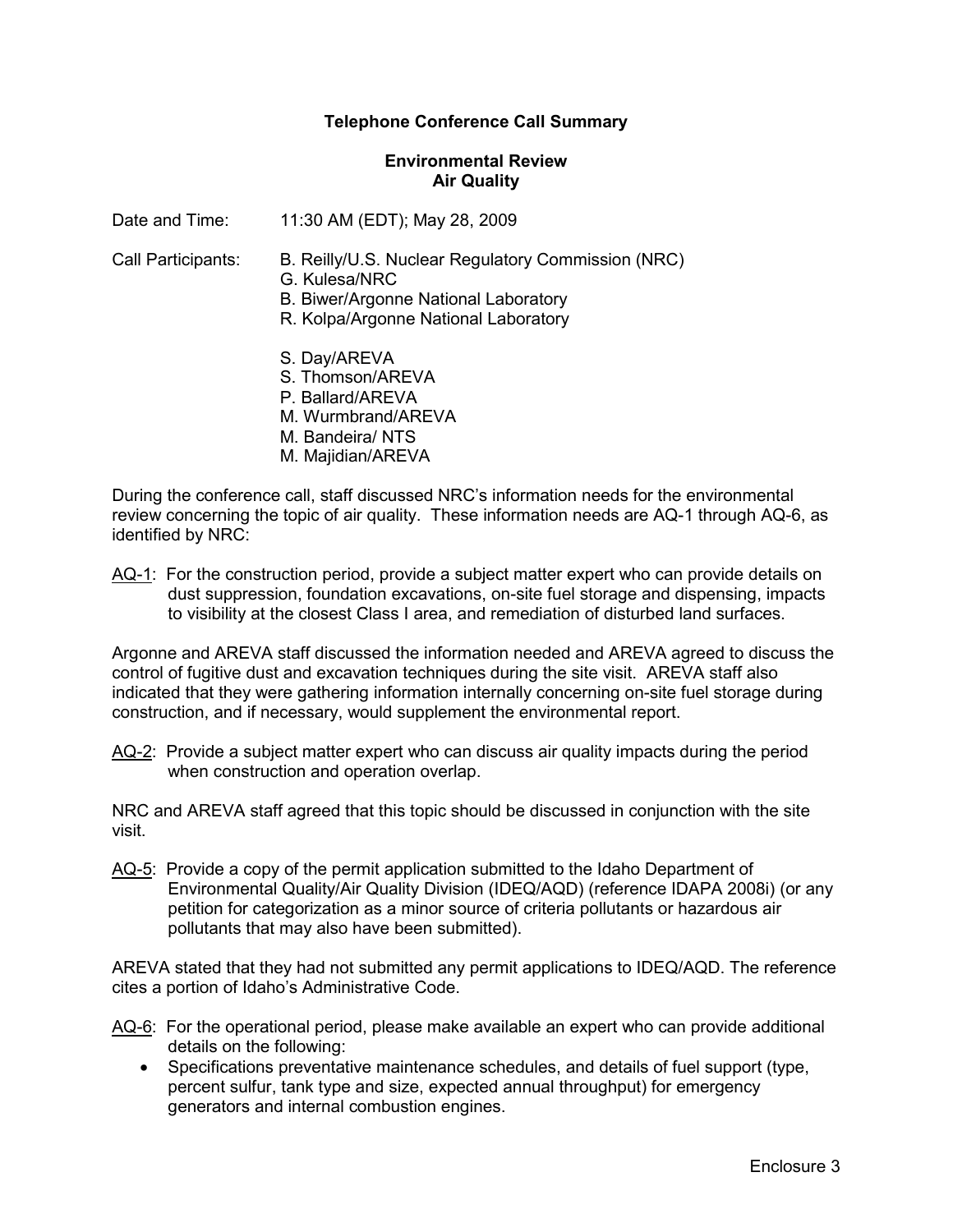**Telephone Conference Call Summary**

**Environmental Review**
**Air Quality**

Date and Time: 11:30 AM (EDT); May 28, 2009

Call Participants: B. Reilly/U.S. Nuclear Regulatory Commission (NRC)
G. Kulesa/NRC
B. Biwer/Argonne National Laboratory
R. Kolpa/Argonne National Laboratory

S. Day/AREVA
S. Thomson/AREVA
P. Ballard/AREVA
M. Wurmbrand/AREVA
M. Bandeira/ NTS
M. Majidian/AREVA

During the conference call, staff discussed NRC's information needs for the environmental review concerning the topic of air quality. These information needs are AQ-1 through AQ-6, as identified by NRC:

AQ-1: For the construction period, provide a subject matter expert who can provide details on dust suppression, foundation excavations, on-site fuel storage and dispensing, impacts to visibility at the closest Class I area, and remediation of disturbed land surfaces.

Argonne and AREVA staff discussed the information needed and AREVA agreed to discuss the control of fugitive dust and excavation techniques during the site visit. AREVA staff also indicated that they were gathering information internally concerning on-site fuel storage during construction, and if necessary, would supplement the environmental report.

AQ-2: Provide a subject matter expert who can discuss air quality impacts during the period when construction and operation overlap.

NRC and AREVA staff agreed that this topic should be discussed in conjunction with the site visit.

AQ-5: Provide a copy of the permit application submitted to the Idaho Department of Environmental Quality/Air Quality Division (IDEQ/AQD) (reference IDAPA 2008i) (or any petition for categorization as a minor source of criteria pollutants or hazardous air pollutants that may also have been submitted).

AREVA stated that they had not submitted any permit applications to IDEQ/AQD. The reference cites a portion of Idaho's Administrative Code.

AQ-6: For the operational period, please make available an expert who can provide additional details on the following:

- Specifications preventative maintenance schedules, and details of fuel support (type, percent sulfur, tank type and size, expected annual throughput) for emergency generators and internal combustion engines.

Enclosure 3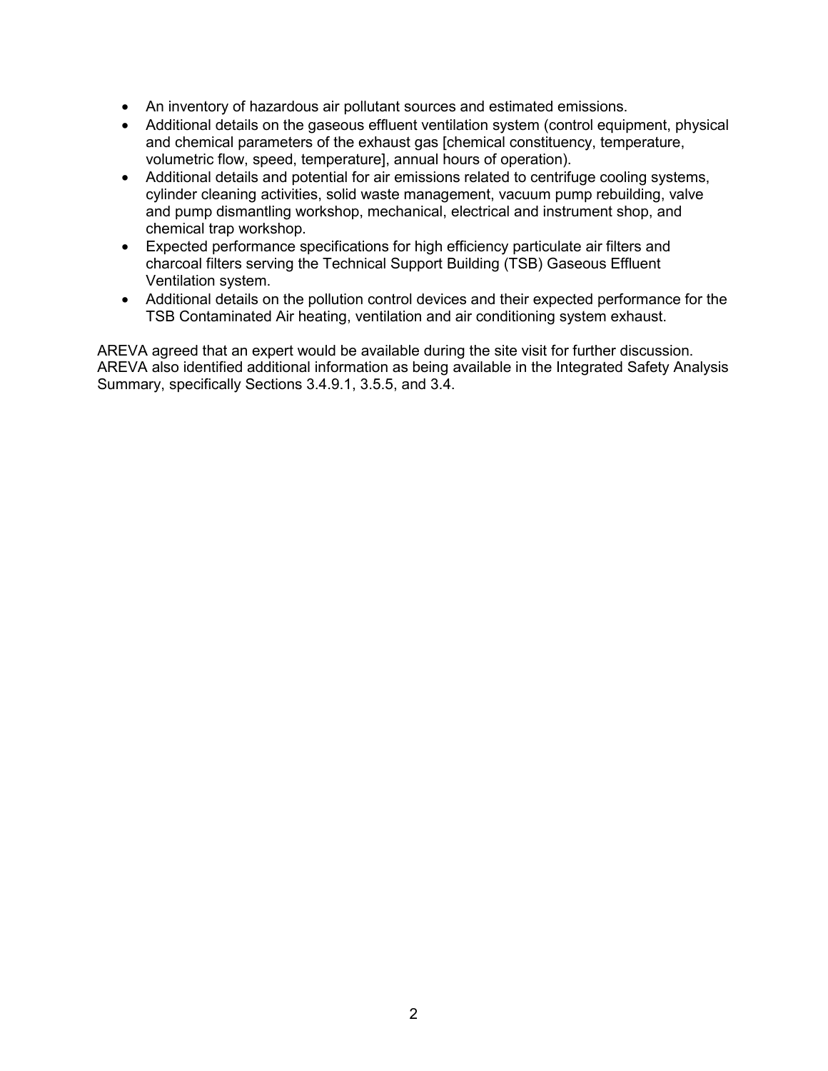- An inventory of hazardous air pollutant sources and estimated emissions.
- Additional details on the gaseous effluent ventilation system (control equipment, physical and chemical parameters of the exhaust gas [chemical constituency, temperature, volumetric flow, speed, temperature], annual hours of operation).
- Additional details and potential for air emissions related to centrifuge cooling systems, cylinder cleaning activities, solid waste management, vacuum pump rebuilding, valve and pump dismantling workshop, mechanical, electrical and instrument shop, and chemical trap workshop.
- Expected performance specifications for high efficiency particulate air filters and charcoal filters serving the Technical Support Building (TSB) Gaseous Effluent Ventilation system.
- Additional details on the pollution control devices and their expected performance for the TSB Contaminated Air heating, ventilation and air conditioning system exhaust.

AREVA agreed that an expert would be available during the site visit for further discussion. AREVA also identified additional information as being available in the Integrated Safety Analysis Summary, specifically Sections 3.4.9.1, 3.5.5, and 3.4.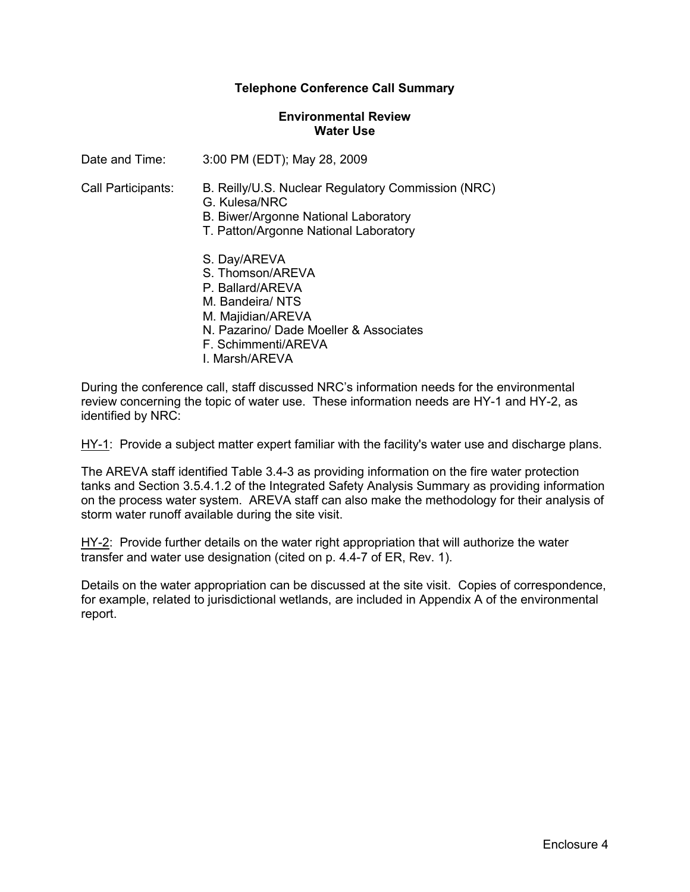**Telephone Conference Call Summary**

**Environmental Review**
**Water Use**

Date and Time: 3:00 PM (EDT); May 28, 2009

Call Participants: B. Reilly/U.S. Nuclear Regulatory Commission (NRC)
G. Kulesa/NRC
B. Biwer/Argonne National Laboratory
T. Patton/Argonne National Laboratory

S. Day/AREVA
S. Thomson/AREVA
P. Ballard/AREVA
M. Bandeira/ NTS
M. Majidian/AREVA
N. Pazarino/ Dade Moeller & Associates
F. Schimmenti/AREVA
I. Marsh/AREVA

During the conference call, staff discussed NRC's information needs for the environmental review concerning the topic of water use. These information needs are HY-1 and HY-2, as identified by NRC:

HY-1: Provide a subject matter expert familiar with the facility's water use and discharge plans.

The AREVA staff identified Table 3.4-3 as providing information on the fire water protection tanks and Section 3.5.4.1.2 of the Integrated Safety Analysis Summary as providing information on the process water system. AREVA staff can also make the methodology for their analysis of storm water runoff available during the site visit.

HY-2: Provide further details on the water right appropriation that will authorize the water transfer and water use designation (cited on p. 4.4-7 of ER, Rev. 1).

Details on the water appropriation can be discussed at the site visit. Copies of correspondence, for example, related to jurisdictional wetlands, are included in Appendix A of the environmental report.

Enclosure 4